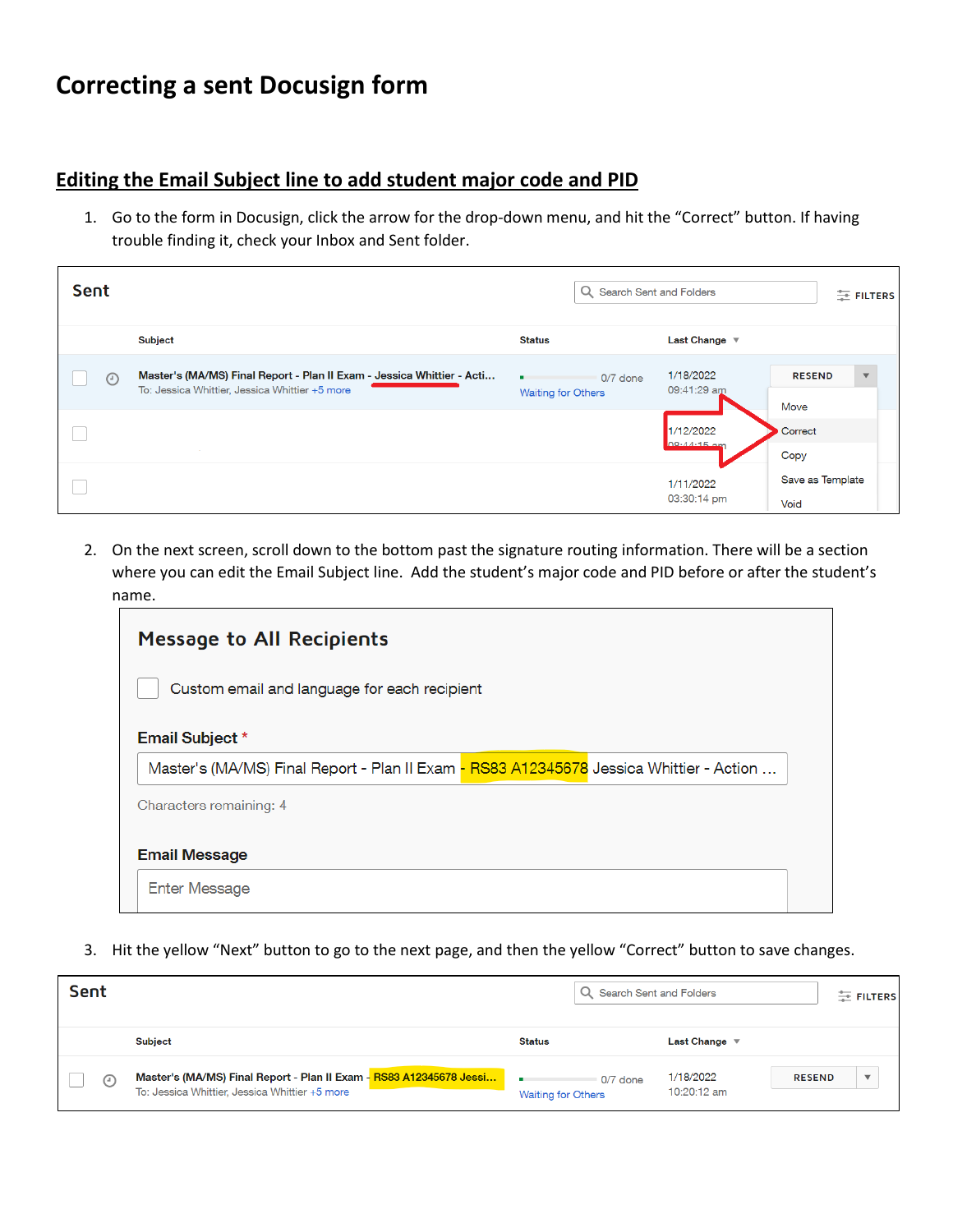# Correcting a sent Docusign form

## Editing the Email Subject line to add student major code and PID

1. Go to the form in Docusign, click the arrow for the drop-down menu, and hit the "Correct" button. If having trouble finding it, check your Inbox and Sent folder.

2. On the next screen, scroll down to the bottom past the signature routing information. There will be a section where you can edit the Email Subject line. Add the student's major code and PID before or after the student's name.

3. Hit the yellow "Next" button to go to the next page, and then the yellow "Correct" button to save changes.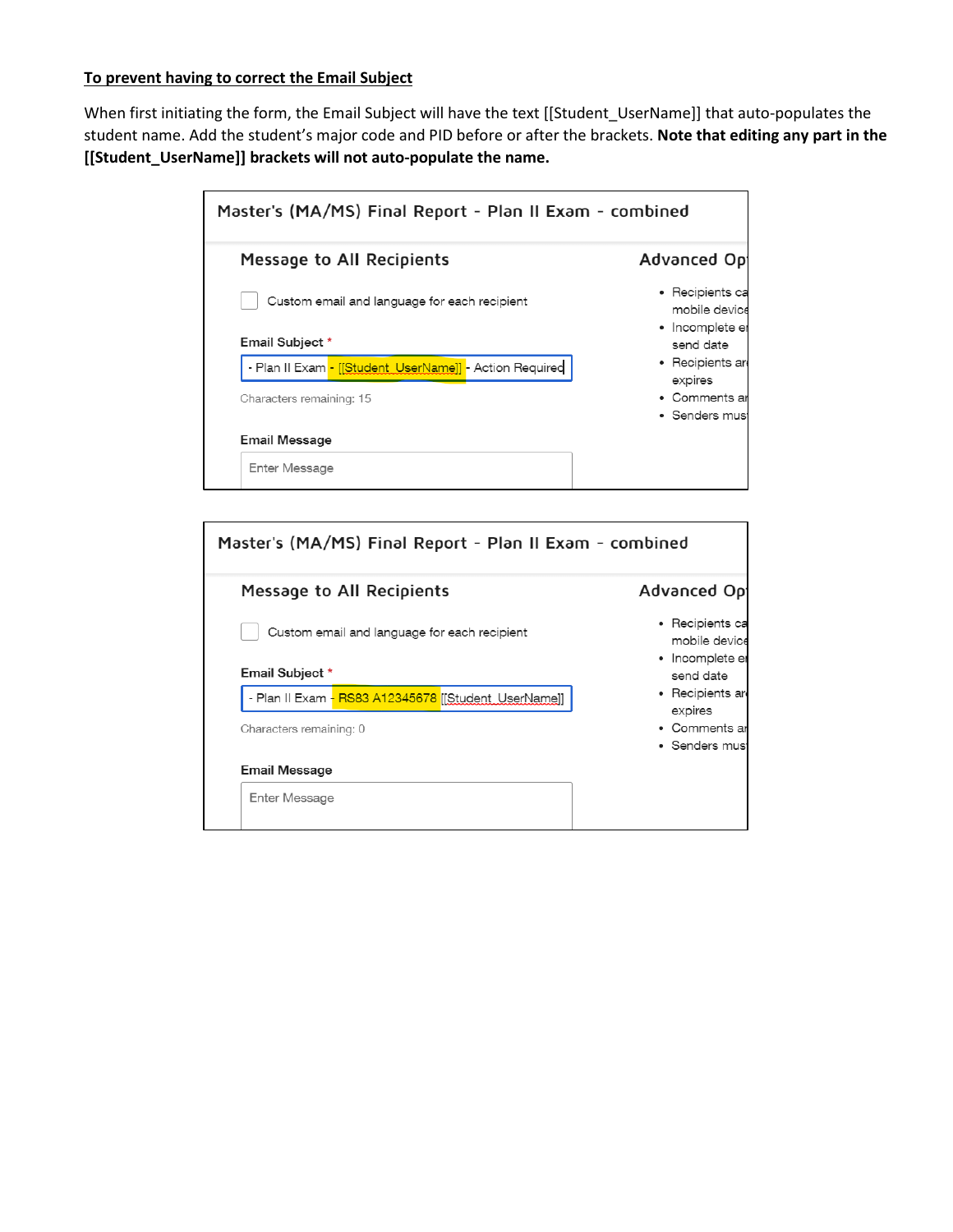**To prevent having to correct the Email Subject**

When first initiating the form, the Email Subject will have the text [[Student_UserName]] that auto-populates the student name. Add the student's major code and PID before or after the brackets. **Note that editing any part in the [[Student_UserName]] brackets will not auto-populate the name.**

Master's (MA/MS) Final Report - Plan II Exam - combined

Message to All Recipients

Custom email and language for each recipient

Email Subject *

- Plan II Exam - [[Student_UserName]] - Action Required

Characters remaining: 15

Email Message

Enter Message

Advanced Op

- Recipients ca mobile device
- Incomplete e send date
- Recipients ar expires
- Comments a
- Senders mus

Master's (MA/MS) Final Report - Plan II Exam - combined

Message to All Recipients

Custom email and language for each recipient

Email Subject *

- Plan II Exam - RS83 A12345678 [[Student_UserName]]

Characters remaining: 0

Email Message

Enter Message

Advanced Op

- Recipients ca mobile device
- Incomplete e send date
- Recipients ar expires
- Comments a
- Senders mus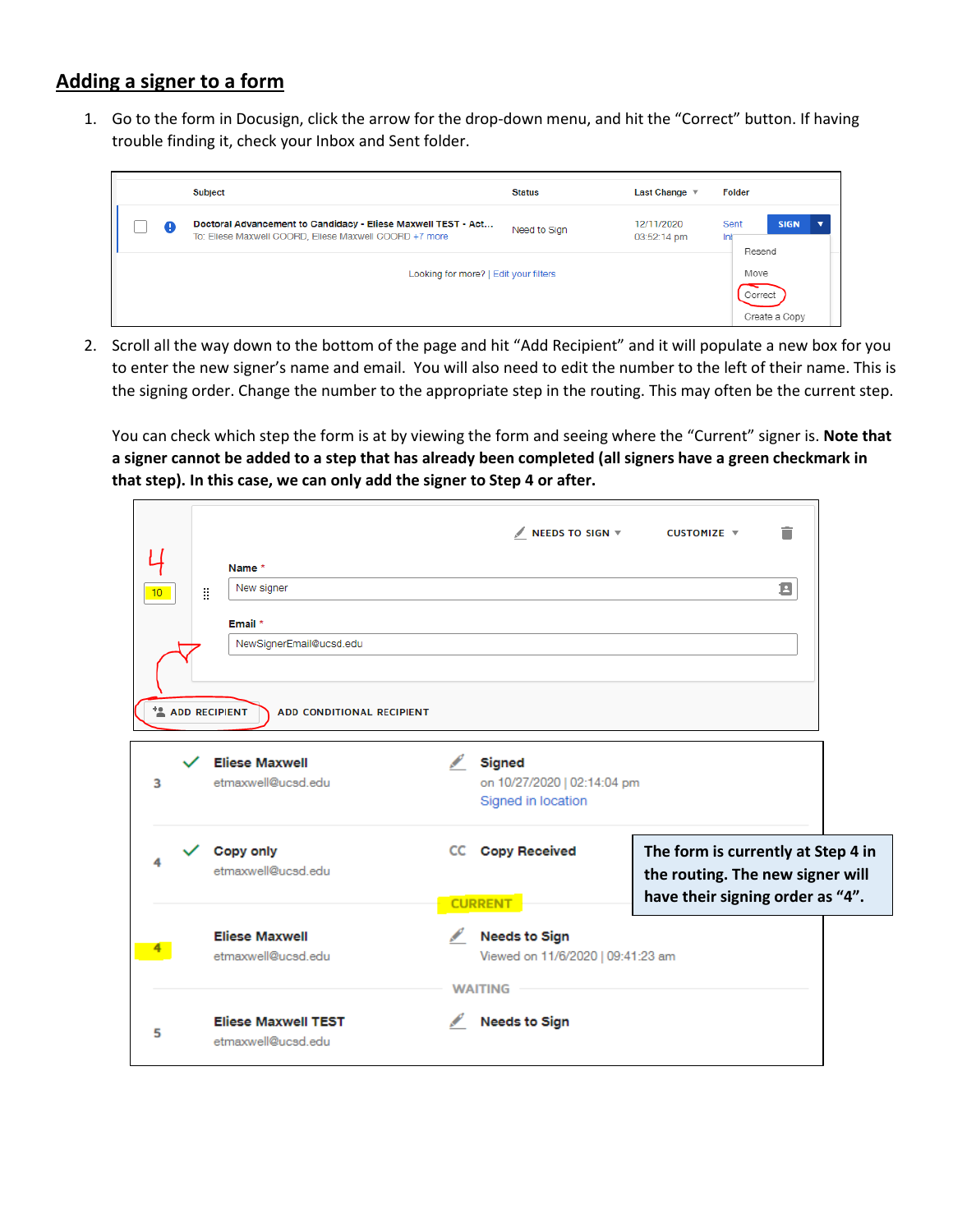## Adding a signer to a form

1. Go to the form in Docusign, click the arrow for the drop-down menu, and hit the "Correct" button. If having trouble finding it, check your Inbox and Sent folder.

2. Scroll all the way down to the bottom of the page and hit "Add Recipient" and it will populate a new box for you to enter the new signer's name and email. You will also need to edit the number to the left of their name. This is the signing order. Change the number to the appropriate step in the routing. This may often be the current step.

   You can check which step the form is at by viewing the form and seeing where the "Current" signer is. **Note that a signer cannot be added to a step that has already been completed (all signers have a green checkmark in that step). In this case, we can only add the signer to Step 4 or after.**

**The form is currently at Step 4 in the routing. The new signer will have their signing order as "4".**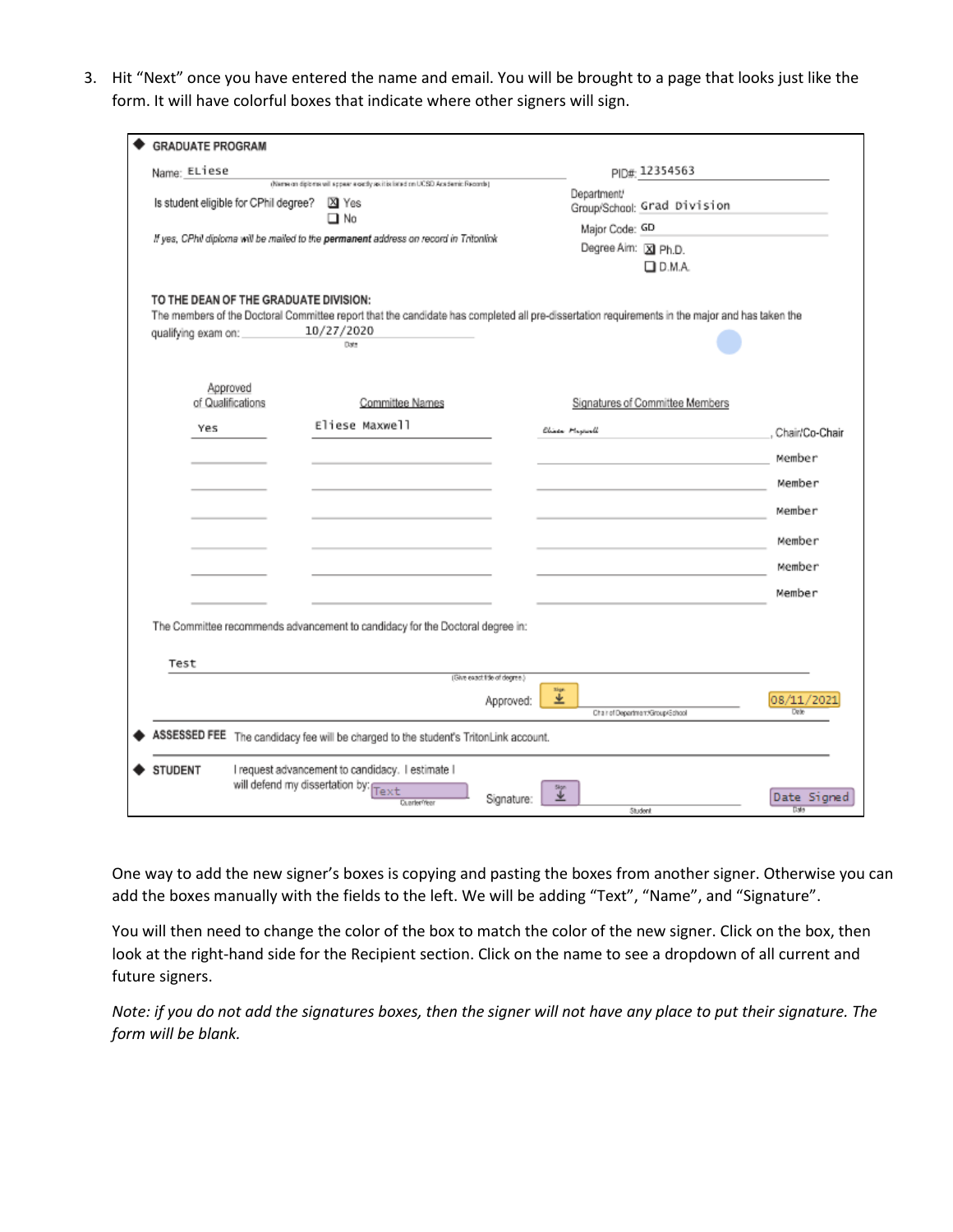3. Hit "Next" once you have entered the name and email. You will be brought to a page that looks just like the form. It will have colorful boxes that indicate where other signers will sign.

◆ **GRADUATE PROGRAM**

Name: ELiese

(Name on diploma will appear exactly as it is listed on UCSD Academic Records)

PID#: 12354563

Is student eligible for CPhil degree? ☒ Yes ☐ No

Department/Group/School: Grad Division

*If yes, CPhil diploma will be mailed to the **permanent** address on record in Tritonlink*

Major Code: GD

Degree Aim: ☒ Ph.D. ☐ D.M.A.

**TO THE DEAN OF THE GRADUATE DIVISION:**

The members of the Doctoral Committee report that the candidate has completed all pre-dissertation requirements in the major and has taken the qualifying exam on: 10/27/2020

Date

| Approved of Qualifications | Committee Names | Signatures of Committee Members | |
|---|---|---|---|
| Yes | Eliese Maxwell | Eliese Maxwell | Chair/Co-Chair |
| | | | Member |
| | | | Member |
| | | | Member |
| | | | Member |
| | | | Member |
| | | | Member |

The Committee recommends advancement to candidacy for the Doctoral degree in:

Test

(Give exact title of degree.)

Approved: [Sign] Chair of Department/Group/School 08/11/2021 Date

◆ **ASSESSED FEE** The candidacy fee will be charged to the student's TritonLink account.

◆ **STUDENT** I request advancement to candidacy. I estimate I will defend my dissertation by: [Text] Quarter/Year Signature: [Sign] Student [Date Signed] Date

One way to add the new signer's boxes is copying and pasting the boxes from another signer. Otherwise you can add the boxes manually with the fields to the left. We will be adding "Text", "Name", and "Signature".

You will then need to change the color of the box to match the color of the new signer. Click on the box, then look at the right-hand side for the Recipient section. Click on the name to see a dropdown of all current and future signers.

*Note: if you do not add the signatures boxes, then the signer will not have any place to put their signature. The form will be blank.*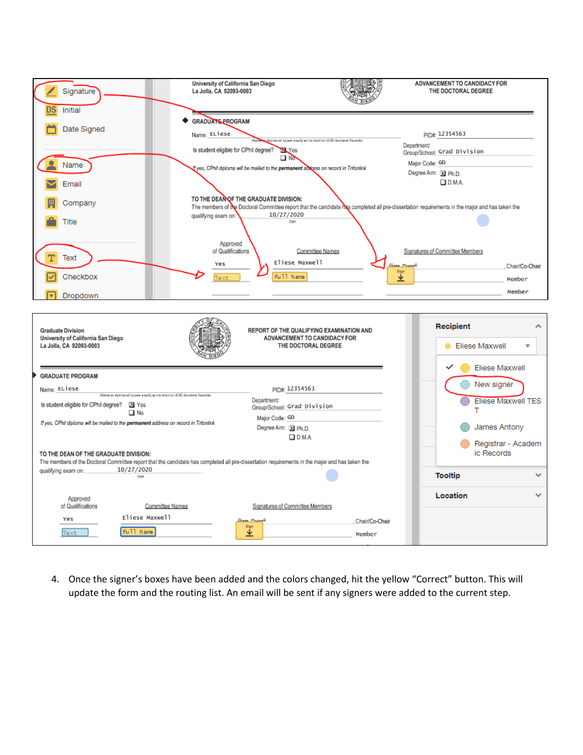4. Once the signer's boxes have been added and the colors changed, hit the yellow "Correct" button. This will update the form and the routing list. An email will be sent if any signers were added to the current step.